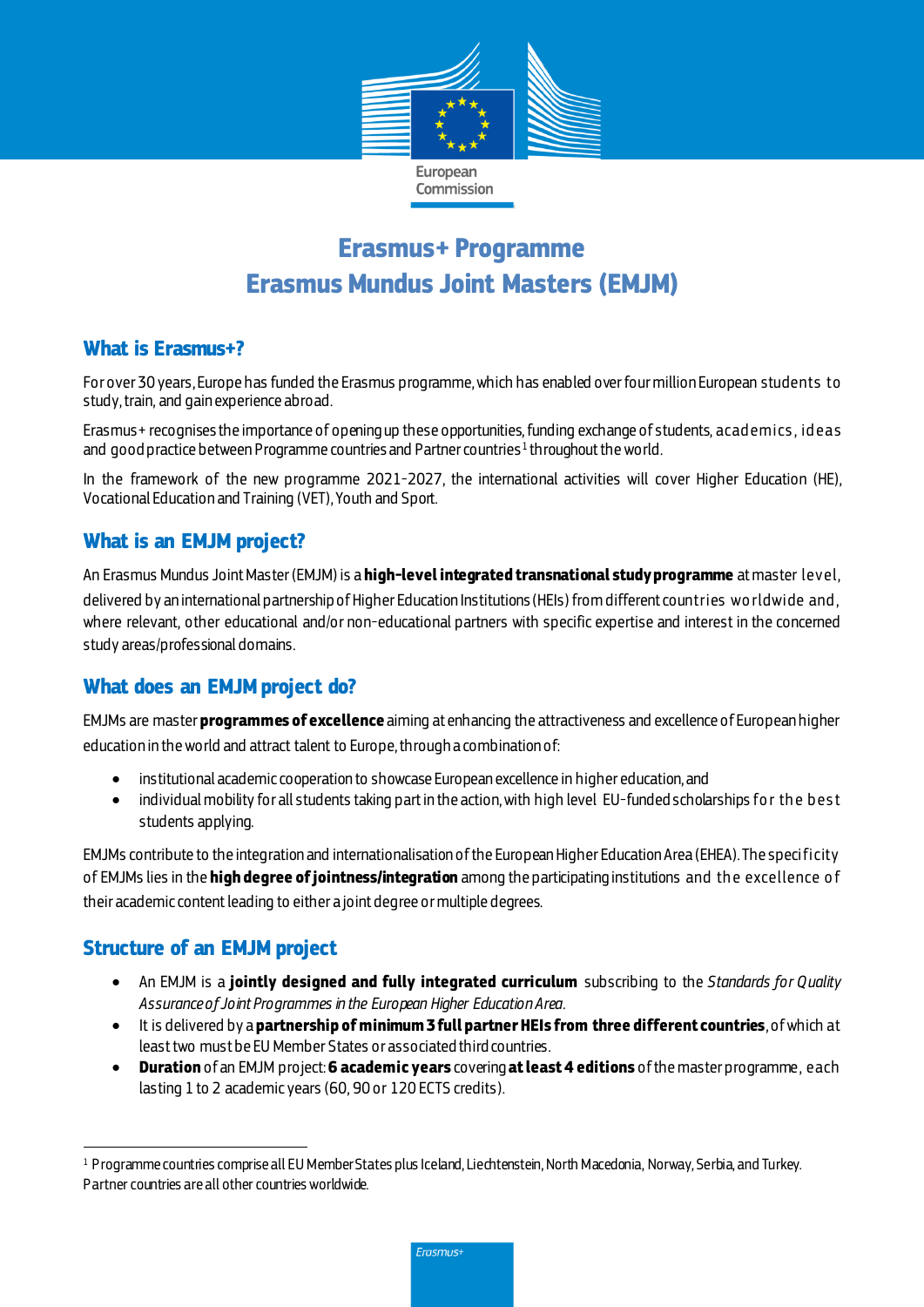# Erasmus+ Programme
# Erasmus Mundus Joint Masters (EMJM)

## What is Erasmus+?

For over 30 years, Europe has funded the Erasmus programme, which has enabled over four million European students to study, train, and gain experience abroad.

Erasmus+ recognises the importance of opening up these opportunities, funding exchange of students, academics, ideas and good practice between Programme countries and Partner countries[1] throughout the world.

In the framework of the new programme 2021-2027, the international activities will cover Higher Education (HE), Vocational Education and Training (VET), Youth and Sport.

## What is an EMJM project?

An Erasmus Mundus Joint Master (EMJM) is a **high-level integrated transnational study programme** at master level, delivered by an international partnership of Higher Education Institutions (HEIs) from different countries worldwide and, where relevant, other educational and/or non-educational partners with specific expertise and interest in the concerned study areas/professional domains.

## What does an EMJM project do?

EMJMs are master **programmes of excellence** aiming at enhancing the attractiveness and excellence of European higher education in the world and attract talent to Europe, through a combination of:

- institutional academic cooperation to showcase European excellence in higher education, and
- individual mobility for all students taking part in the action, with high level EU-funded scholarships for the best students applying.

EMJMs contribute to the integration and internationalisation of the European Higher Education Area (EHEA). The specificity of EMJMs lies in the **high degree of jointness/integration** among the participating institutions and the excellence of their academic content leading to either a joint degree or multiple degrees.

## Structure of an EMJM project

- An EMJM is a **jointly designed and fully integrated curriculum** subscribing to the *Standards for Quality Assurance of Joint Programmes in the European Higher Education Area.*
- It is delivered by a **partnership of minimum 3 full partner HEIs from three different countries**, of which at least two must be EU Member States or associated third countries.
- **Duration** of an EMJM project: **6 academic years** covering **at least 4 editions** of the master programme, each lasting 1 to 2 academic years (60, 90 or 120 ECTS credits).

---

[1] Programme countries comprise all EU Member States plus Iceland, Liechtenstein, North Macedonia, Norway, Serbia, and Turkey. Partner countries are all other countries worldwide.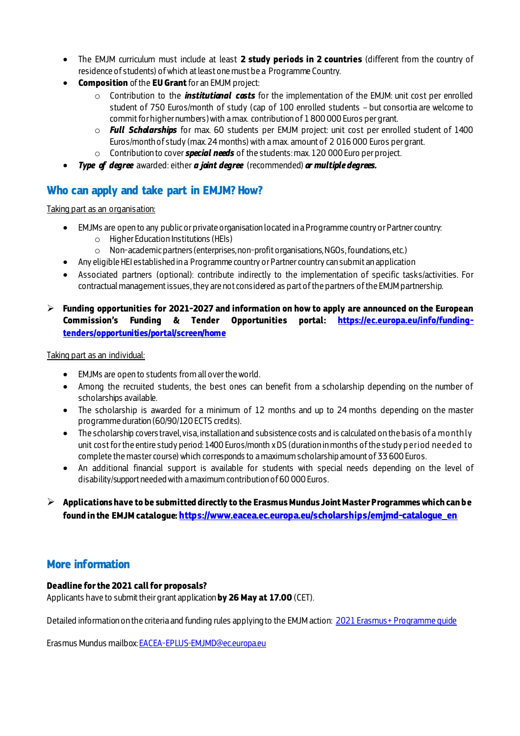- The EMJM curriculum must include at least **2 study periods in 2 countries** (different from the country of residence of students) of which at least one must be a Programme Country.
- **Composition** of the **EU Grant** for an EMJM project:
    - Contribution to the ***institutional costs*** for the implementation of the EMJM: unit cost per enrolled student of 750 Euros/month of study (cap of 100 enrolled students – but consortia are welcome to commit for higher numbers) with a max. contribution of 1 800 000 Euros per grant.
    - ***Full Scholarships*** for max. 60 students per EMJM project: unit cost per enrolled student of 1400 Euros/month of study (max. 24 months) with a max. amount of 2 016 000 Euros per grant.
    - Contribution to cover ***special needs*** of the students: max. 120 000 Euro per project.
- ***Type of degree*** awarded: either ***a joint degree*** (recommended) ***or multiple degrees.***

## Who can apply and take part in EMJM? How?

Taking part as an organisation:

- EMJMs are open to any public or private organisation located in a Programme country or Partner country:
    - Higher Education Institutions (HEIs)
    - Non-academic partners (enterprises, non-profit organisations, NGOs, foundations, etc.)
- Any eligible HEI established in a Programme country or Partner country can submit an application
- Associated partners (optional): contribute indirectly to the implementation of specific tasks/activities. For contractual management issues, they are not considered as part of the partners of the EMJM partnership.

➢ **Funding opportunities for 2021-2027 and information on how to apply are announced on the European Commission's Funding & Tender Opportunities portal: https://ec.europa.eu/info/funding-tenders/opportunities/portal/screen/home**

Taking part as an individual:

- EMJMs are open to students from all over the world.
- Among the recruited students, the best ones can benefit from a scholarship depending on the number of scholarships available.
- The scholarship is awarded for a minimum of 12 months and up to 24 months depending on the master programme duration (60/90/120 ECTS credits).
- The scholarship covers travel, visa, installation and subsistence costs and is calculated on the basis of a monthly unit cost for the entire study period: 1400 Euros/month x DS (duration in months of the study period needed to complete the master course) which corresponds to a maximum scholarship amount of 33 600 Euros.
- An additional financial support is available for students with special needs depending on the level of disability/support needed with a maximum contribution of 60 000 Euros.

➢ **Applications have to be submitted directly to the Erasmus Mundus Joint Master Programmes which can be found in the EMJM catalogue: https://www.eacea.ec.europa.eu/scholarships/emjmd-catalogue_en**

## More information

**Deadline for the 2021 call for proposals?**
Applicants have to submit their grant application **by 26 May at 17.00** (CET).

Detailed information on the criteria and funding rules applying to the EMJM action: 2021 Erasmus+ Programme guide

Erasmus Mundus mailbox: EACEA-EPLUS-EMJMD@ec.europa.eu